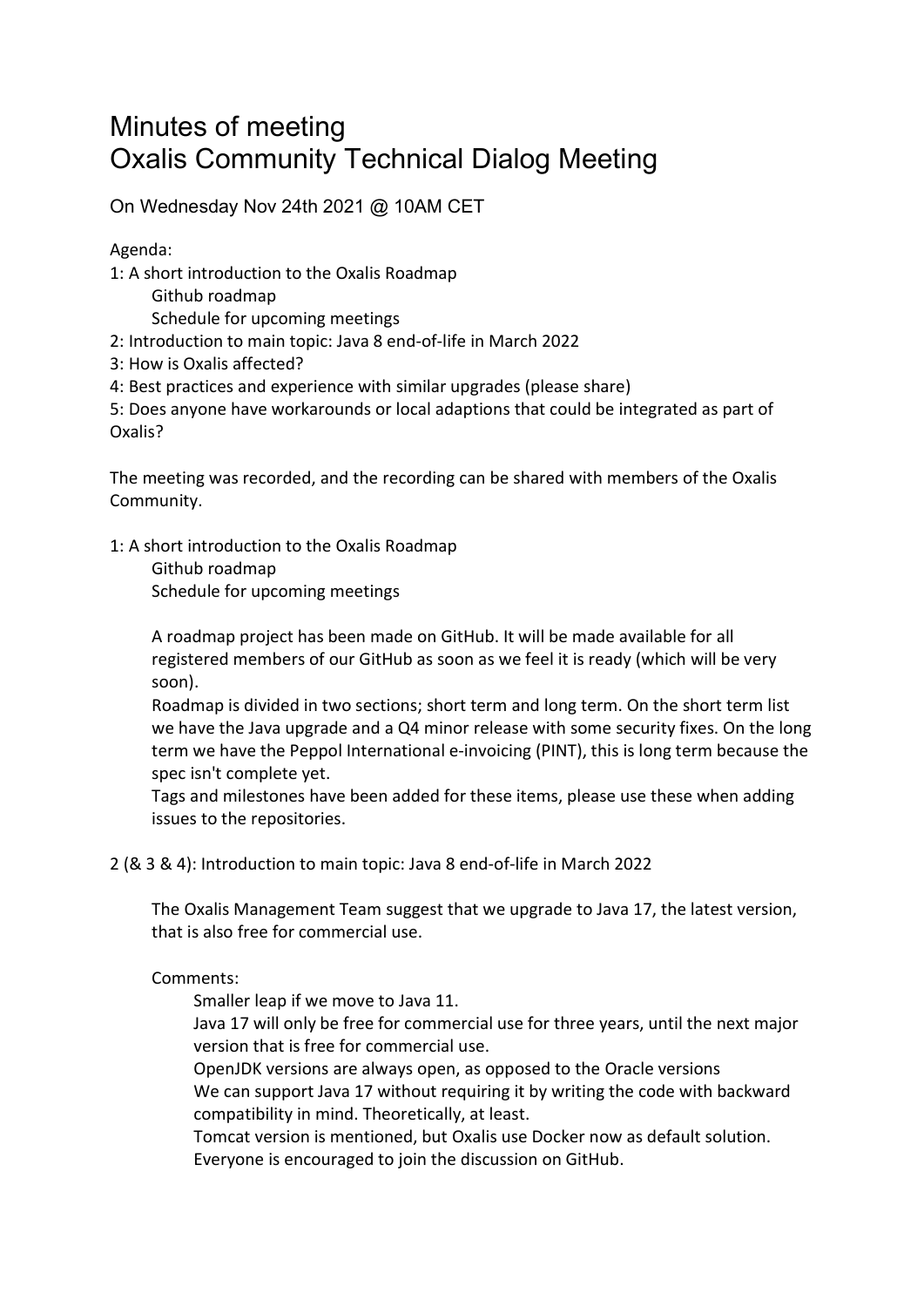# Minutes of meeting
# Oxalis Community Technical Dialog Meeting

On Wednesday Nov 24th 2021 @ 10AM CET

Agenda:

1: A short introduction to the Oxalis Roadmap
   - Github roadmap
   - Schedule for upcoming meetings

2: Introduction to main topic: Java 8 end-of-life in March 2022

3: How is Oxalis affected?

4: Best practices and experience with similar upgrades (please share)

5: Does anyone have workarounds or local adaptions that could be integrated as part of Oxalis?

The meeting was recorded, and the recording can be shared with members of the Oxalis Community.

1: A short introduction to the Oxalis Roadmap
   - Github roadmap
   - Schedule for upcoming meetings

   A roadmap project has been made on GitHub. It will be made available for all registered members of our GitHub as soon as we feel it is ready (which will be very soon).

   Roadmap is divided in two sections; short term and long term. On the short term list we have the Java upgrade and a Q4 minor release with some security fixes. On the long term we have the Peppol International e-invoicing (PINT), this is long term because the spec isn't complete yet.

   Tags and milestones have been added for these items, please use these when adding issues to the repositories.

2 (& 3 & 4): Introduction to main topic: Java 8 end-of-life in March 2022

   The Oxalis Management Team suggest that we upgrade to Java 17, the latest version, that is also free for commercial use.

   Comments:
   - Smaller leap if we move to Java 11.
   - Java 17 will only be free for commercial use for three years, until the next major version that is free for commercial use.
   - OpenJDK versions are always open, as opposed to the Oracle versions
   - We can support Java 17 without requiring it by writing the code with backward compatibility in mind. Theoretically, at least.
   - Tomcat version is mentioned, but Oxalis use Docker now as default solution.
   - Everyone is encouraged to join the discussion on GitHub.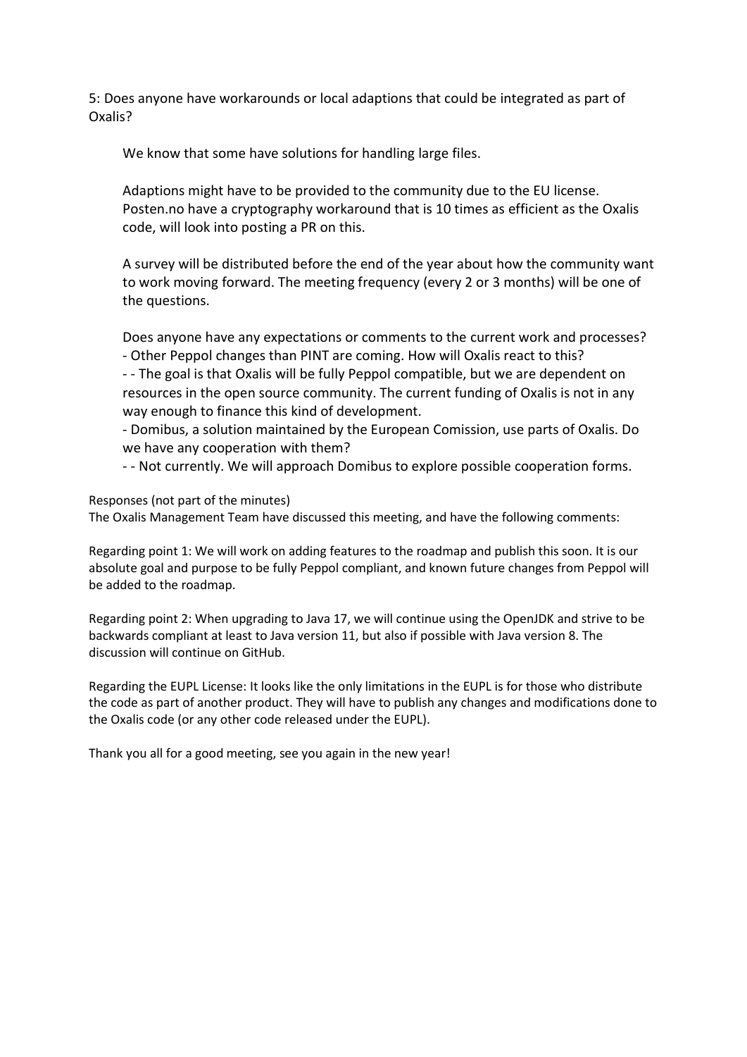5: Does anyone have workarounds or local adaptions that could be integrated as part of Oxalis?

We know that some have solutions for handling large files.

Adaptions might have to be provided to the community due to the EU license. Posten.no have a cryptography workaround that is 10 times as efficient as the Oxalis code, will look into posting a PR on this.

A survey will be distributed before the end of the year about how the community want to work moving forward. The meeting frequency (every 2 or 3 months) will be one of the questions.

Does anyone have any expectations or comments to the current work and processes?
- Other Peppol changes than PINT are coming. How will Oxalis react to this?
- - The goal is that Oxalis will be fully Peppol compatible, but we are dependent on resources in the open source community. The current funding of Oxalis is not in any way enough to finance this kind of development.
- Domibus, a solution maintained by the European Comission, use parts of Oxalis. Do we have any cooperation with them?
- - Not currently. We will approach Domibus to explore possible cooperation forms.

Responses (not part of the minutes)
The Oxalis Management Team have discussed this meeting, and have the following comments:

Regarding point 1: We will work on adding features to the roadmap and publish this soon. It is our absolute goal and purpose to be fully Peppol compliant, and known future changes from Peppol will be added to the roadmap.

Regarding point 2: When upgrading to Java 17, we will continue using the OpenJDK and strive to be backwards compliant at least to Java version 11, but also if possible with Java version 8. The discussion will continue on GitHub.

Regarding the EUPL License: It looks like the only limitations in the EUPL is for those who distribute the code as part of another product. They will have to publish any changes and modifications done to the Oxalis code (or any other code released under the EUPL).

Thank you all for a good meeting, see you again in the new year!